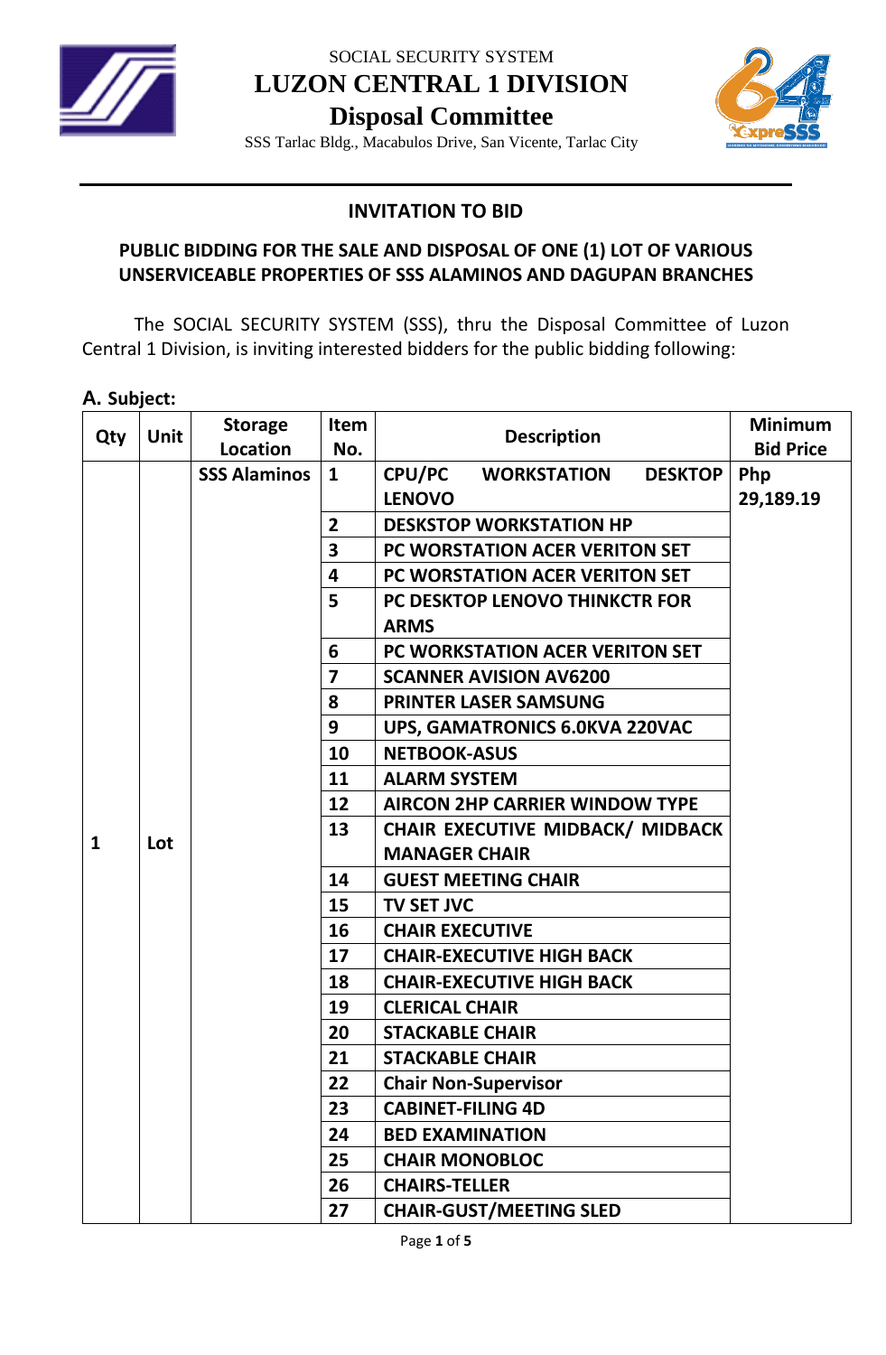SOCIAL SECURITY SYSTEM

# LUZON CENTRAL 1 DIVISION

## Disposal Committee

SSS Tarlac Bldg., Macabulos Drive, San Vicente, Tarlac City

---

### INVITATION TO BID

### PUBLIC BIDDING FOR THE SALE AND DISPOSAL OF ONE (1) LOT OF VARIOUS UNSERVICEABLE PROPERTIES OF SSS ALAMINOS AND DAGUPAN BRANCHES

The SOCIAL SECURITY SYSTEM (SSS), thru the Disposal Committee of Luzon Central 1 Division, is inviting interested bidders for the public bidding following:

**A. Subject:**

| Qty | Unit | Storage Location | Item No. | Description | Minimum Bid Price |
|---|---|---|---|---|---|
| 1 | Lot | SSS Alaminos | 1 | CPU/PC WORKSTATION DESKTOP LENOVO | Php 29,189.19 |
| | | | 2 | DESKSTOP WORKSTATION HP | |
| | | | 3 | PC WORSTATION ACER VERITON SET | |
| | | | 4 | PC WORSTATION ACER VERITON SET | |
| | | | 5 | PC DESKTOP LENOVO THINKCTR FOR ARMS | |
| | | | 6 | PC WORKSTATION ACER VERITON SET | |
| | | | 7 | SCANNER AVISION AV6200 | |
| | | | 8 | PRINTER LASER SAMSUNG | |
| | | | 9 | UPS, GAMATRONICS 6.0KVA 220VAC | |
| | | | 10 | NETBOOK-ASUS | |
| | | | 11 | ALARM SYSTEM | |
| | | | 12 | AIRCON 2HP CARRIER WINDOW TYPE | |
| | | | 13 | CHAIR EXECUTIVE MIDBACK/ MIDBACK MANAGER CHAIR | |
| | | | 14 | GUEST MEETING CHAIR | |
| | | | 15 | TV SET JVC | |
| | | | 16 | CHAIR EXECUTIVE | |
| | | | 17 | CHAIR-EXECUTIVE HIGH BACK | |
| | | | 18 | CHAIR-EXECUTIVE HIGH BACK | |
| | | | 19 | CLERICAL CHAIR | |
| | | | 20 | STACKABLE CHAIR | |
| | | | 21 | STACKABLE CHAIR | |
| | | | 22 | Chair Non-Supervisor | |
| | | | 23 | CABINET-FILING 4D | |
| | | | 24 | BED EXAMINATION | |
| | | | 25 | CHAIR MONOBLOC | |
| | | | 26 | CHAIRS-TELLER | |
| | | | 27 | CHAIR-GUST/MEETING SLED | |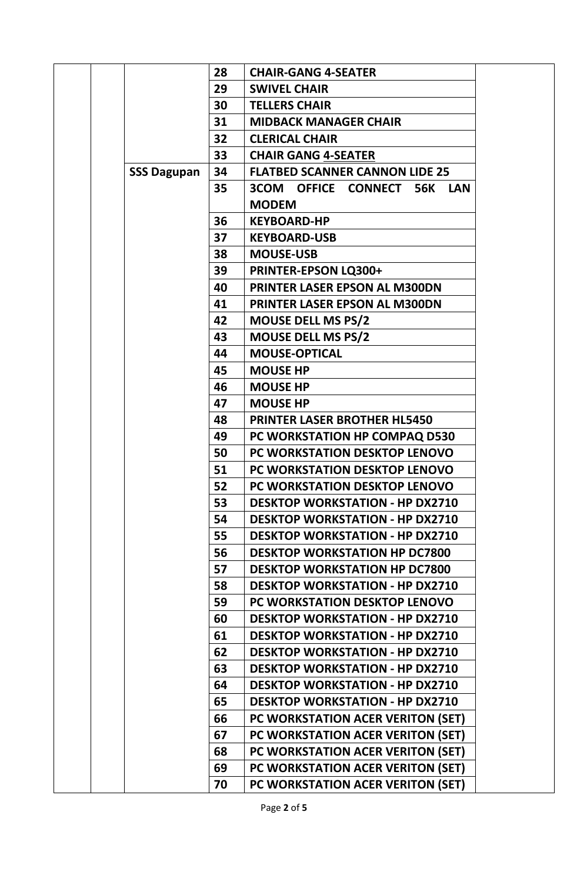| | | | | | |
|---|---|---|---|---|---|
| | | | **28** | **CHAIR-GANG 4-SEATER** | |
| | | | **29** | **SWIVEL CHAIR** | |
| | | | **30** | **TELLERS CHAIR** | |
| | | | **31** | **MIDBACK MANAGER CHAIR** | |
| | | | **32** | **CLERICAL CHAIR** | |
| | | | **33** | **CHAIR GANG 4-SEATER** | |
| | | **SSS Dagupan** | **34** | **FLATBED SCANNER CANNON LIDE 25** | |
| | | | **35** | **3COM OFFICE CONNECT 56K LAN MODEM** | |
| | | | **36** | **KEYBOARD-HP** | |
| | | | **37** | **KEYBOARD-USB** | |
| | | | **38** | **MOUSE-USB** | |
| | | | **39** | **PRINTER-EPSON LQ300+** | |
| | | | **40** | **PRINTER LASER EPSON AL M300DN** | |
| | | | **41** | **PRINTER LASER EPSON AL M300DN** | |
| | | | **42** | **MOUSE DELL MS PS/2** | |
| | | | **43** | **MOUSE DELL MS PS/2** | |
| | | | **44** | **MOUSE-OPTICAL** | |
| | | | **45** | **MOUSE HP** | |
| | | | **46** | **MOUSE HP** | |
| | | | **47** | **MOUSE HP** | |
| | | | **48** | **PRINTER LASER BROTHER HL5450** | |
| | | | **49** | **PC WORKSTATION HP COMPAQ D530** | |
| | | | **50** | **PC WORKSTATION DESKTOP LENOVO** | |
| | | | **51** | **PC WORKSTATION DESKTOP LENOVO** | |
| | | | **52** | **PC WORKSTATION DESKTOP LENOVO** | |
| | | | **53** | **DESKTOP WORKSTATION - HP DX2710** | |
| | | | **54** | **DESKTOP WORKSTATION - HP DX2710** | |
| | | | **55** | **DESKTOP WORKSTATION - HP DX2710** | |
| | | | **56** | **DESKTOP WORKSTATION HP DC7800** | |
| | | | **57** | **DESKTOP WORKSTATION HP DC7800** | |
| | | | **58** | **DESKTOP WORKSTATION - HP DX2710** | |
| | | | **59** | **PC WORKSTATION DESKTOP LENOVO** | |
| | | | **60** | **DESKTOP WORKSTATION - HP DX2710** | |
| | | | **61** | **DESKTOP WORKSTATION - HP DX2710** | |
| | | | **62** | **DESKTOP WORKSTATION - HP DX2710** | |
| | | | **63** | **DESKTOP WORKSTATION - HP DX2710** | |
| | | | **64** | **DESKTOP WORKSTATION - HP DX2710** | |
| | | | **65** | **DESKTOP WORKSTATION - HP DX2710** | |
| | | | **66** | **PC WORKSTATION ACER VERITON (SET)** | |
| | | | **67** | **PC WORKSTATION ACER VERITON (SET)** | |
| | | | **68** | **PC WORKSTATION ACER VERITON (SET)** | |
| | | | **69** | **PC WORKSTATION ACER VERITON (SET)** | |
| | | | **70** | **PC WORKSTATION ACER VERITON (SET)** | |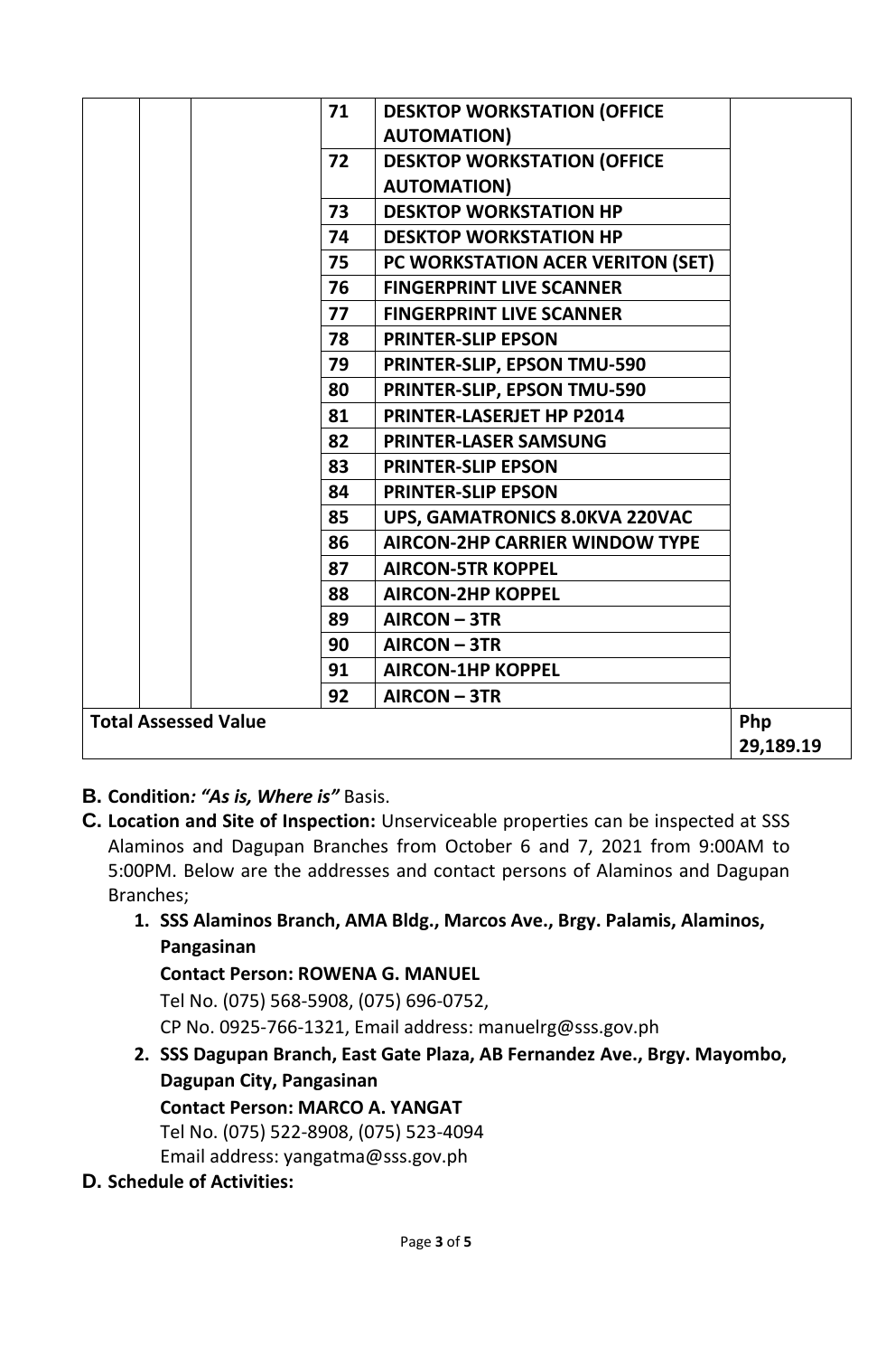| | | | | | |
|---|---|---|---|---|---|
| | | | 71 | **DESKTOP WORKSTATION (OFFICE AUTOMATION)** | |
| | | | 72 | **DESKTOP WORKSTATION (OFFICE AUTOMATION)** | |
| | | | 73 | **DESKTOP WORKSTATION HP** | |
| | | | 74 | **DESKTOP WORKSTATION HP** | |
| | | | 75 | **PC WORKSTATION ACER VERITON (SET)** | |
| | | | 76 | **FINGERPRINT LIVE SCANNER** | |
| | | | 77 | **FINGERPRINT LIVE SCANNER** | |
| | | | 78 | **PRINTER-SLIP EPSON** | |
| | | | 79 | **PRINTER-SLIP, EPSON TMU-590** | |
| | | | 80 | **PRINTER-SLIP, EPSON TMU-590** | |
| | | | 81 | **PRINTER-LASERJET HP P2014** | |
| | | | 82 | **PRINTER-LASER SAMSUNG** | |
| | | | 83 | **PRINTER-SLIP EPSON** | |
| | | | 84 | **PRINTER-SLIP EPSON** | |
| | | | 85 | **UPS, GAMATRONICS 8.0KVA 220VAC** | |
| | | | 86 | **AIRCON-2HP CARRIER WINDOW TYPE** | |
| | | | 87 | **AIRCON-5TR KOPPEL** | |
| | | | 88 | **AIRCON-2HP KOPPEL** | |
| | | | 89 | **AIRCON – 3TR** | |
| | | | 90 | **AIRCON – 3TR** | |
| | | | 91 | **AIRCON-1HP KOPPEL** | |
| | | | 92 | **AIRCON – 3TR** | |
| **Total Assessed Value** | | | | | **Php 29,189.19** |

**B. Condition*: "As is, Where is"*** Basis.

**C. Location and Site of Inspection:** Unserviceable properties can be inspected at SSS Alaminos and Dagupan Branches from October 6 and 7, 2021 from 9:00AM to 5:00PM. Below are the addresses and contact persons of Alaminos and Dagupan Branches;

1. **SSS Alaminos Branch, AMA Bldg., Marcos Ave., Brgy. Palamis, Alaminos, Pangasinan**
   **Contact Person: ROWENA G. MANUEL**
   Tel No. (075) 568-5908, (075) 696-0752,
   CP No. 0925-766-1321, Email address: manuelrg@sss.gov.ph
2. **SSS Dagupan Branch, East Gate Plaza, AB Fernandez Ave., Brgy. Mayombo, Dagupan City, Pangasinan**
   **Contact Person: MARCO A. YANGAT**
   Tel No. (075) 522-8908, (075) 523-4094
   Email address: yangatma@sss.gov.ph

**D. Schedule of Activities:**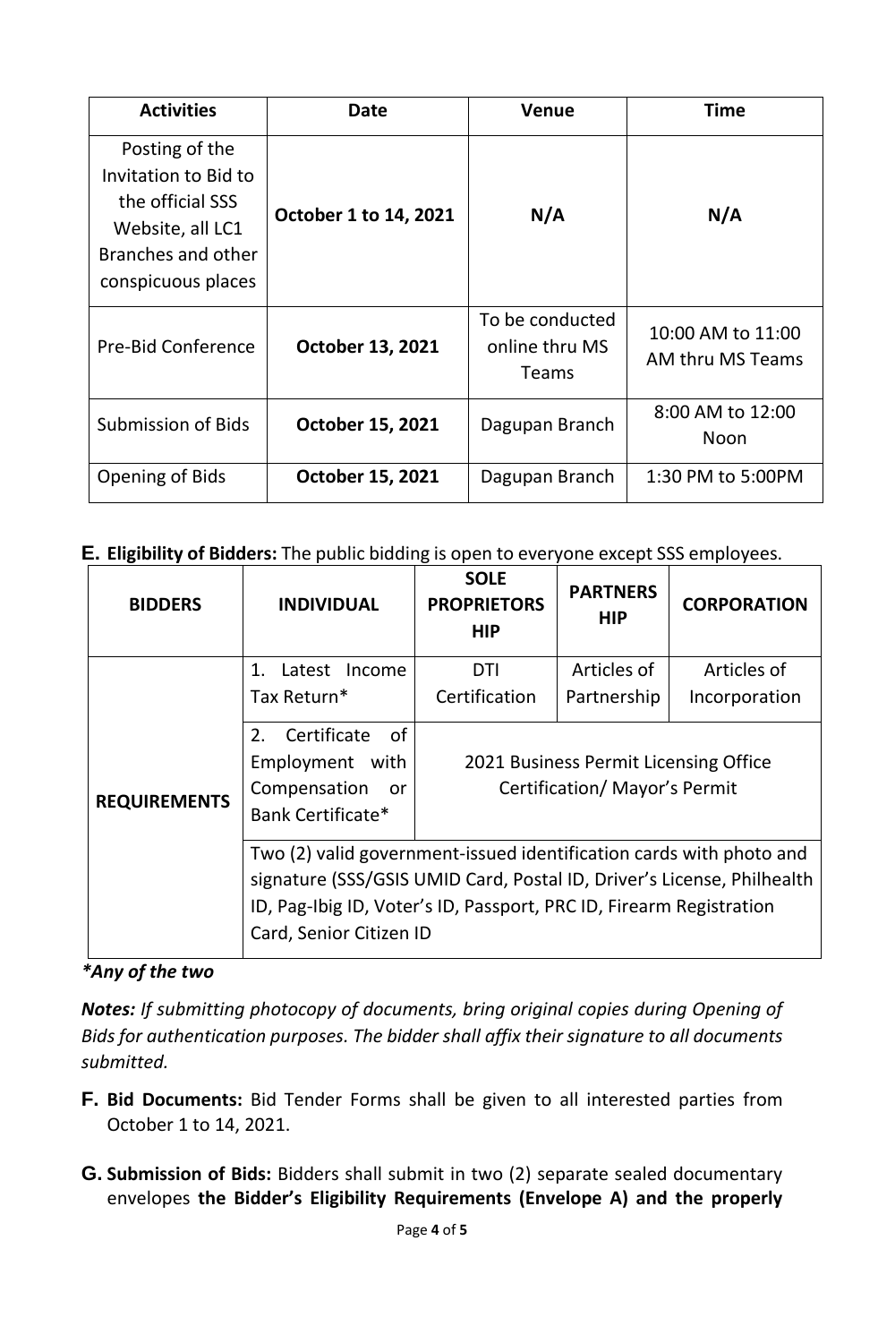| Activities | Date | Venue | Time |
| --- | --- | --- | --- |
| Posting of the Invitation to Bid to the official SSS Website, all LC1 Branches and other conspicuous places | **October 1 to 14, 2021** | **N/A** | **N/A** |
| Pre-Bid Conference | **October 13, 2021** | To be conducted online thru MS Teams | 10:00 AM to 11:00 AM thru MS Teams |
| Submission of Bids | **October 15, 2021** | Dagupan Branch | 8:00 AM to 12:00 Noon |
| Opening of Bids | **October 15, 2021** | Dagupan Branch | 1:30 PM to 5:00PM |

**E. Eligibility of Bidders:** The public bidding is open to everyone except SSS employees.

| BIDDERS | INDIVIDUAL | SOLE PROPRIETORSHIP | PARTNERSHIP | CORPORATION |
| --- | --- | --- | --- | --- |
| REQUIREMENTS | 1. Latest Income Tax Return* | DTI Certification | Articles of Partnership | Articles of Incorporation |
| | 2. Certificate of Employment with Compensation or Bank Certificate* | 2021 Business Permit Licensing Office Certification/ Mayor's Permit | | |
| | Two (2) valid government-issued identification cards with photo and signature (SSS/GSIS UMID Card, Postal ID, Driver's License, Philhealth ID, Pag-Ibig ID, Voter's ID, Passport, PRC ID, Firearm Registration Card, Senior Citizen ID | | | |

***Any of the two***

***Notes:*** *If submitting photocopy of documents, bring original copies during Opening of Bids for authentication purposes. The bidder shall affix their signature to all documents submitted.*

**F. Bid Documents:** Bid Tender Forms shall be given to all interested parties from October 1 to 14, 2021.

**G. Submission of Bids:** Bidders shall submit in two (2) separate sealed documentary envelopes **the Bidder's Eligibility Requirements (Envelope A) and the properly**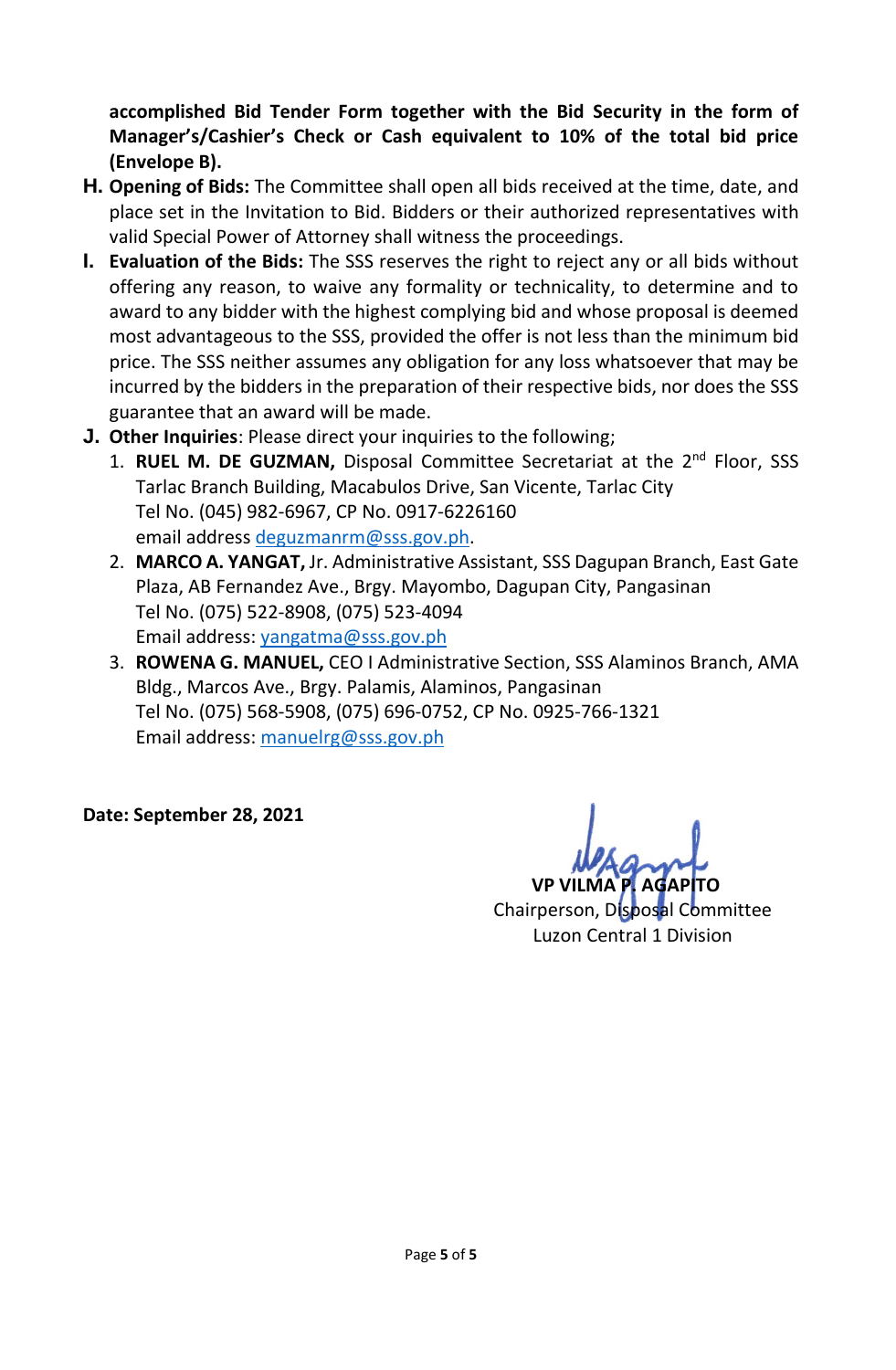**accomplished Bid Tender Form together with the Bid Security in the form of Manager's/Cashier's Check or Cash equivalent to 10% of the total bid price (Envelope B).**

**H. Opening of Bids:** The Committee shall open all bids received at the time, date, and place set in the Invitation to Bid. Bidders or their authorized representatives with valid Special Power of Attorney shall witness the proceedings.

**I. Evaluation of the Bids:** The SSS reserves the right to reject any or all bids without offering any reason, to waive any formality or technicality, to determine and to award to any bidder with the highest complying bid and whose proposal is deemed most advantageous to the SSS, provided the offer is not less than the minimum bid price. The SSS neither assumes any obligation for any loss whatsoever that may be incurred by the bidders in the preparation of their respective bids, nor does the SSS guarantee that an award will be made.

**J. Other Inquiries**: Please direct your inquiries to the following;

1. **RUEL M. DE GUZMAN,** Disposal Committee Secretariat at the 2nd Floor, SSS Tarlac Branch Building, Macabulos Drive, San Vicente, Tarlac City
   Tel No. (045) 982-6967, CP No. 0917-6226160
   email address deguzmanrm@sss.gov.ph.
2. **MARCO A. YANGAT,** Jr. Administrative Assistant, SSS Dagupan Branch, East Gate Plaza, AB Fernandez Ave., Brgy. Mayombo, Dagupan City, Pangasinan
   Tel No. (075) 522-8908, (075) 523-4094
   Email address: yangatma@sss.gov.ph
3. **ROWENA G. MANUEL,** CEO I Administrative Section, SSS Alaminos Branch, AMA Bldg., Marcos Ave., Brgy. Palamis, Alaminos, Pangasinan
   Tel No. (075) 568-5908, (075) 696-0752, CP No. 0925-766-1321
   Email address: manuelrg@sss.gov.ph

**Date: September 28, 2021**

**VP VILMA P. AGAPITO**
Chairperson, Disposal Committee
Luzon Central 1 Division